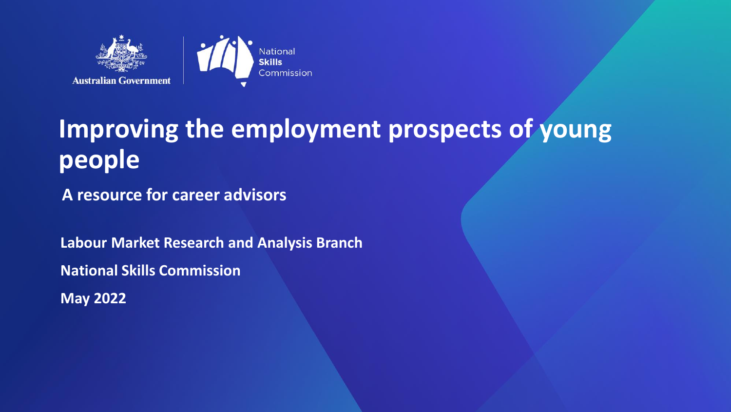Australian Government

National Skills Commission

# Improving the employment prospects of young people

## A resource for career advisors

**Labour Market Research and Analysis Branch**

**National Skills Commission**

**May 2022**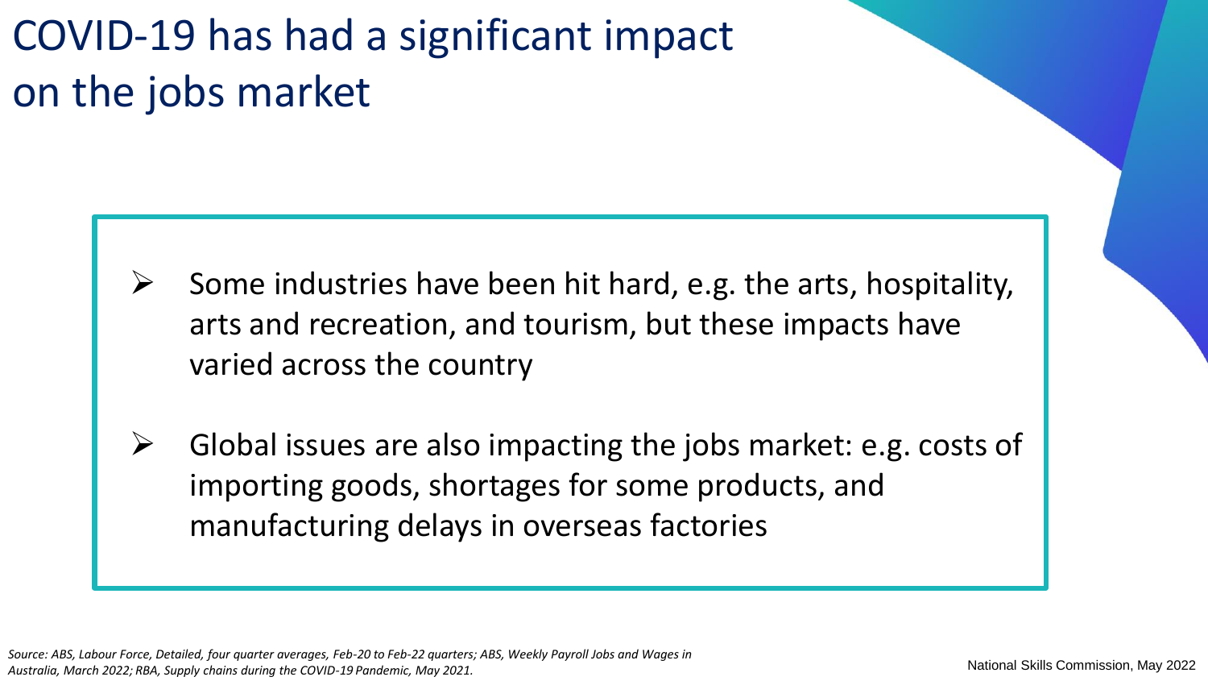# COVID-19 has had a significant impact on the jobs market

- Some industries have been hit hard, e.g. the arts, hospitality, arts and recreation, and tourism, but these impacts have varied across the country

- Global issues are also impacting the jobs market: e.g. costs of importing goods, shortages for some products, and manufacturing delays in overseas factories

*Source: ABS, Labour Force, Detailed, four quarter averages, Feb-20 to Feb-22 quarters; ABS, Weekly Payroll Jobs and Wages in Australia, March 2022; RBA, Supply chains during the COVID-19 Pandemic, May 2021.*

National Skills Commission, May 2022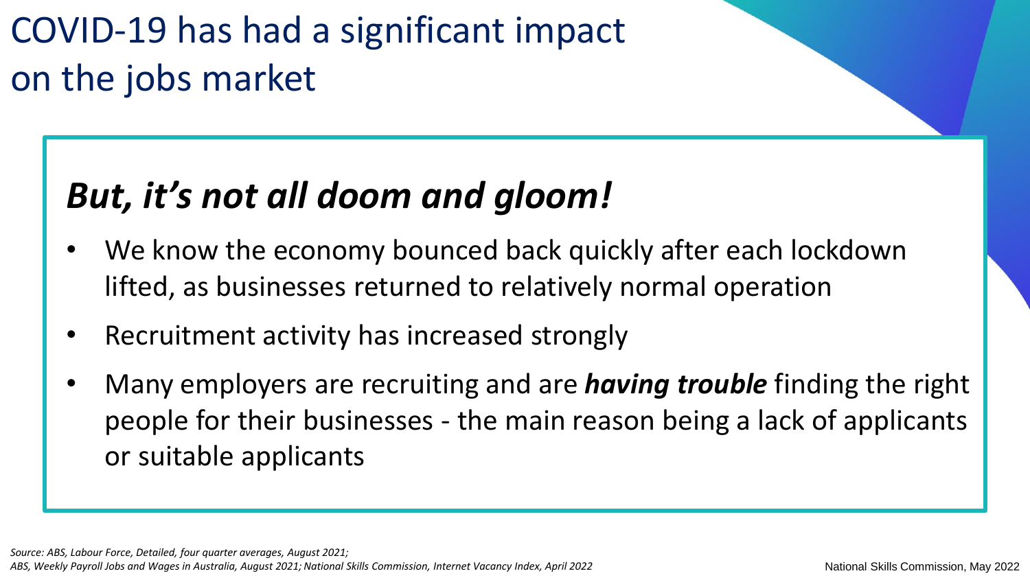# COVID-19 has had a significant impact on the jobs market

## *But, it's not all doom and gloom!*

- We know the economy bounced back quickly after each lockdown lifted, as businesses returned to relatively normal operation
- Recruitment activity has increased strongly
- Many employers are recruiting and are ***having trouble*** finding the right people for their businesses - the main reason being a lack of applicants or suitable applicants

*Source: ABS, Labour Force, Detailed, four quarter averages, August 2021; ABS, Weekly Payroll Jobs and Wages in Australia, August 2021; National Skills Commission, Internet Vacancy Index, April 2022*

National Skills Commission, May 2022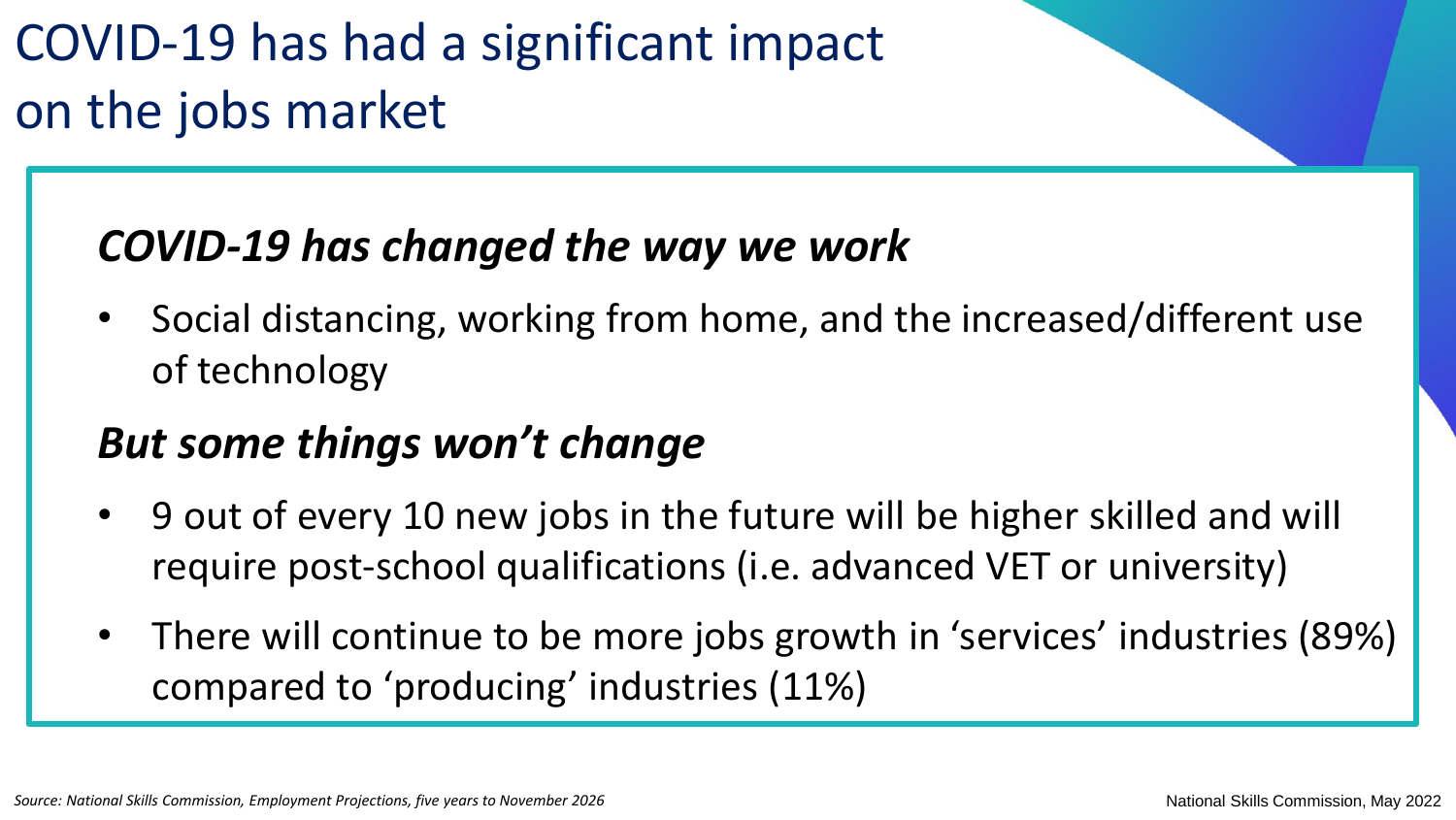# COVID-19 has had a significant impact on the jobs market

## *COVID-19 has changed the way we work*

- Social distancing, working from home, and the increased/different use of technology

## *But some things won't change*

- 9 out of every 10 new jobs in the future will be higher skilled and will require post-school qualifications (i.e. advanced VET or university)
- There will continue to be more jobs growth in 'services' industries (89%) compared to 'producing' industries (11%)

*Source: National Skills Commission, Employment Projections, five years to November 2026*

National Skills Commission, May 2022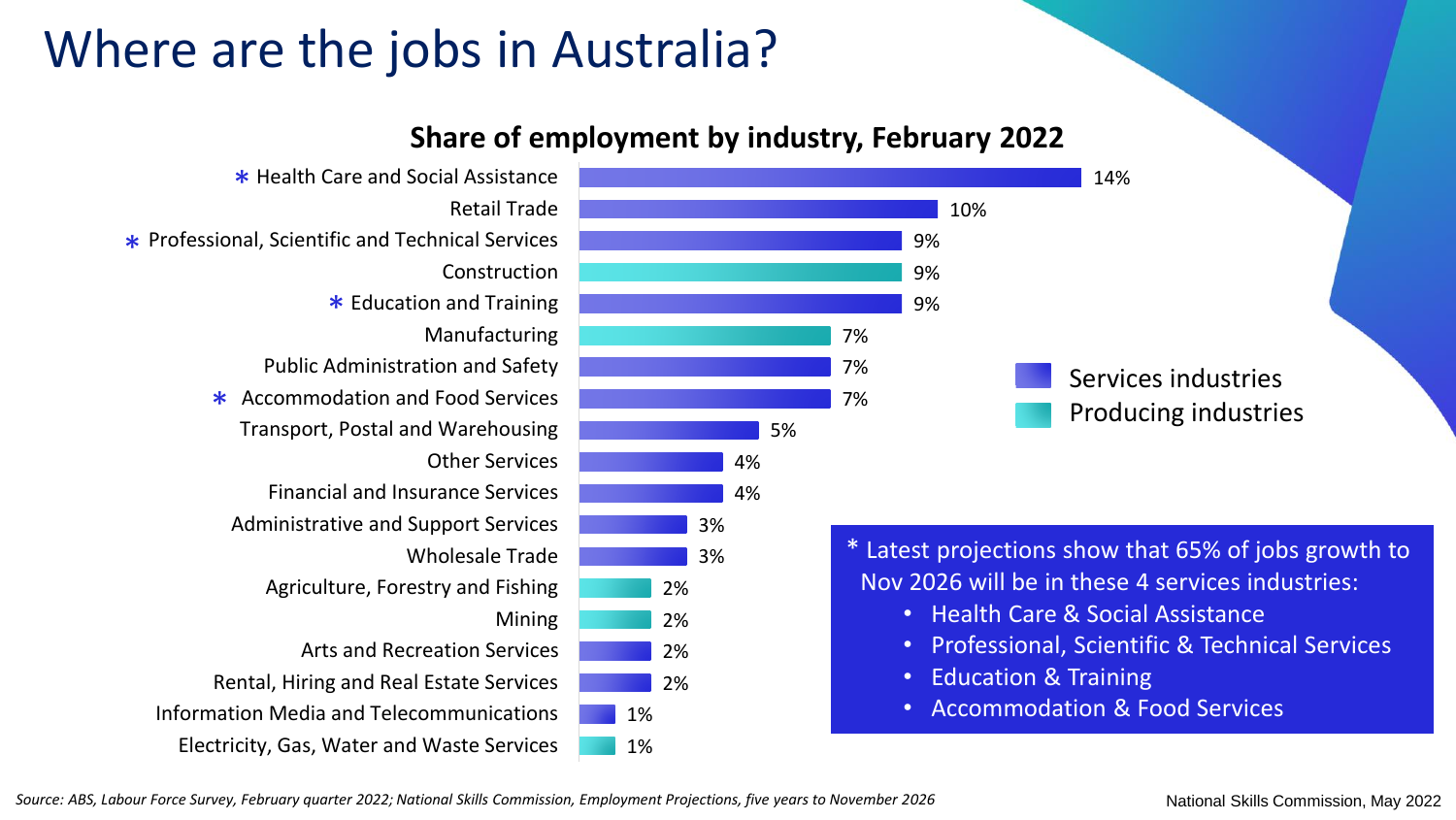# Where are the jobs in Australia?

## Share of employment by industry, February 2022

| Industry | Share of employment | Type |
|---|---|---|
| * Health Care and Social Assistance | 14% | Services industries |
| Retail Trade | 10% | Services industries |
| * Professional, Scientific and Technical Services | 9% | Services industries |
| Construction | 9% | Producing industries |
| * Education and Training | 9% | Services industries |
| Manufacturing | 7% | Producing industries |
| Public Administration and Safety | 7% | Services industries |
| * Accommodation and Food Services | 7% | Services industries |
| Transport, Postal and Warehousing | 5% | Services industries |
| Other Services | 4% | Services industries |
| Financial and Insurance Services | 4% | Services industries |
| Administrative and Support Services | 3% | Services industries |
| Wholesale Trade | 3% | Services industries |
| Agriculture, Forestry and Fishing | 2% | Producing industries |
| Mining | 2% | Producing industries |
| Arts and Recreation Services | 2% | Services industries |
| Rental, Hiring and Real Estate Services | 2% | Services industries |
| Information Media and Telecommunications | 1% | Services industries |
| Electricity, Gas, Water and Waste Services | 1% | Producing industries |

* Latest projections show that 65% of jobs growth to Nov 2026 will be in these 4 services industries:

- Health Care & Social Assistance
- Professional, Scientific & Technical Services
- Education & Training
- Accommodation & Food Services

*Source: ABS, Labour Force Survey, February quarter 2022; National Skills Commission, Employment Projections, five years to November 2026*

National Skills Commission, May 2022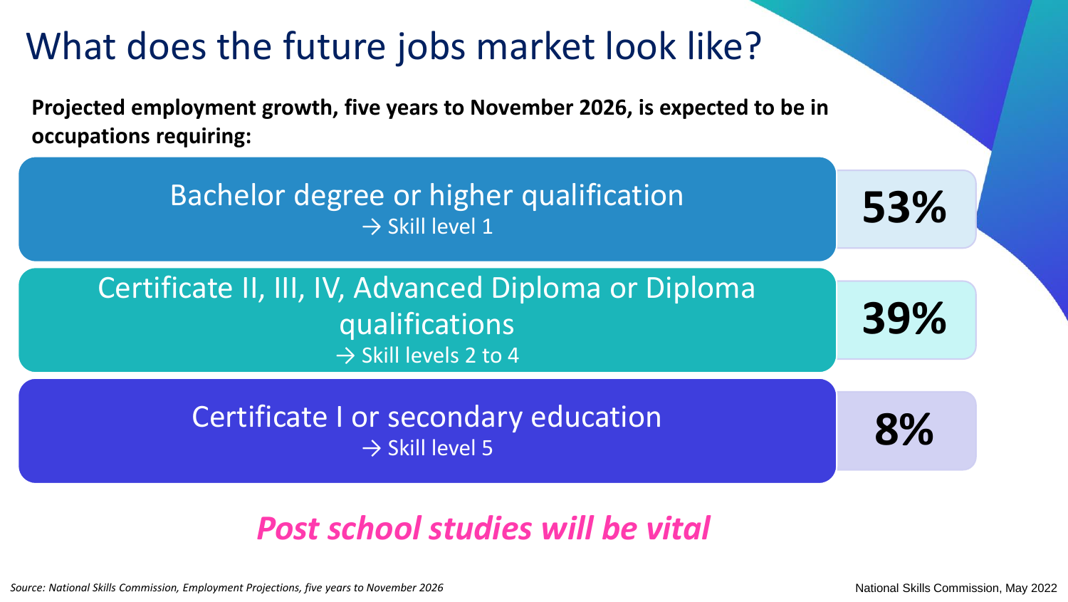# What does the future jobs market look like?

**Projected employment growth, five years to November 2026, is expected to be in occupations requiring:**

| Qualification | Share |
| --- | --- |
| Bachelor degree or higher qualification → Skill level 1 | **53%** |
| Certificate II, III, IV, Advanced Diploma or Diploma qualifications → Skill levels 2 to 4 | **39%** |
| Certificate I or secondary education → Skill level 5 | **8%** |

***Post school studies will be vital***

*Source: National Skills Commission, Employment Projections, five years to November 2026*

National Skills Commission, May 2022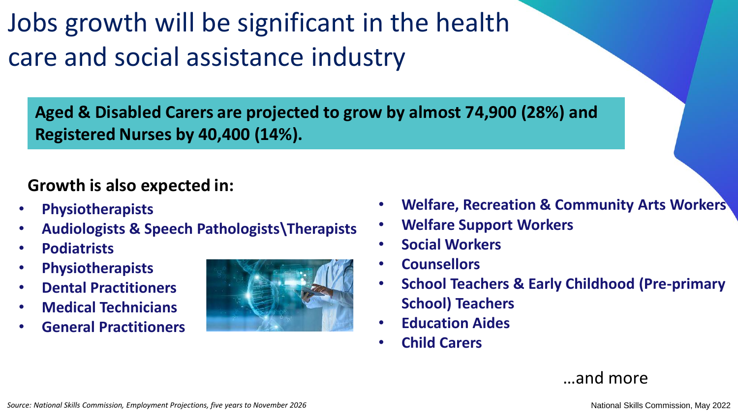# Jobs growth will be significant in the health care and social assistance industry

**Aged & Disabled Carers are projected to grow by almost 74,900 (28%) and Registered Nurses by 40,400 (14%).**

**Growth is also expected in:**

- **Physiotherapists**
- **Audiologists & Speech Pathologists\Therapists**
- **Podiatrists**
- **Physiotherapists**
- **Dental Practitioners**
- **Medical Technicians**
- **General Practitioners**
- **Welfare, Recreation & Community Arts Workers**
- **Welfare Support Workers**
- **Social Workers**
- **Counsellors**
- **School Teachers & Early Childhood (Pre-primary School) Teachers**
- **Education Aides**
- **Child Carers**

…and more

*Source: National Skills Commission, Employment Projections, five years to November 2026*

National Skills Commission, May 2022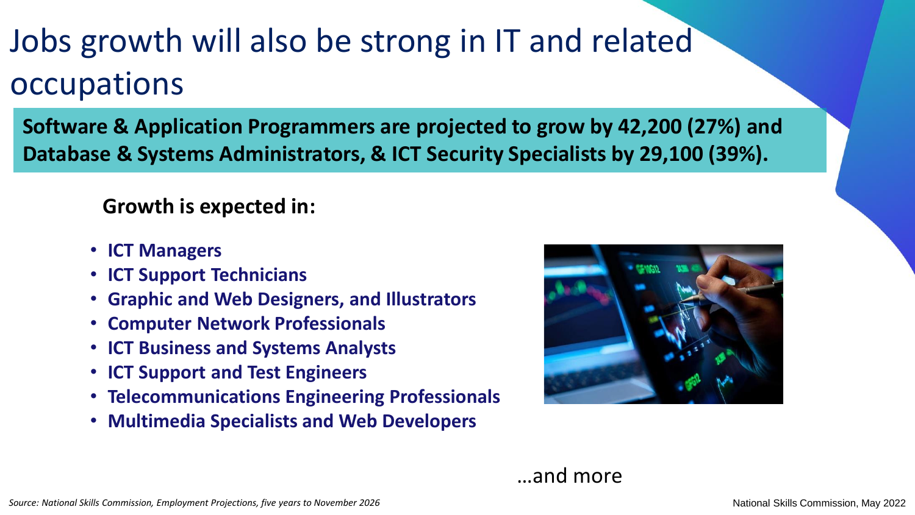# Jobs growth will also be strong in IT and related occupations

**Software & Application Programmers are projected to grow by 42,200 (27%) and Database & Systems Administrators, & ICT Security Specialists by 29,100 (39%).**

**Growth is expected in:**

- **ICT Managers**
- **ICT Support Technicians**
- **Graphic and Web Designers, and Illustrators**
- **Computer Network Professionals**
- **ICT Business and Systems Analysts**
- **ICT Support and Test Engineers**
- **Telecommunications Engineering Professionals**
- **Multimedia Specialists and Web Developers**

…and more

*Source: National Skills Commission, Employment Projections, five years to November 2026*

National Skills Commission, May 2022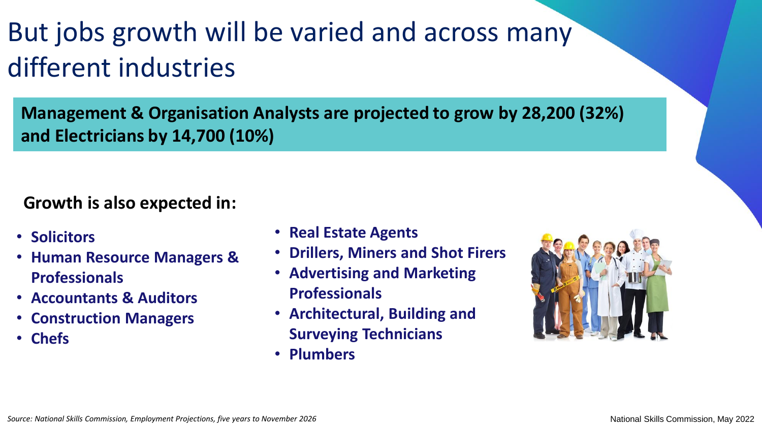# But jobs growth will be varied and across many different industries

**Management & Organisation Analysts are projected to grow by 28,200 (32%) and Electricians by 14,700 (10%)**

**Growth is also expected in:**

- **Solicitors**
- **Human Resource Managers & Professionals**
- **Accountants & Auditors**
- **Construction Managers**
- **Chefs**
- **Real Estate Agents**
- **Drillers, Miners and Shot Firers**
- **Advertising and Marketing Professionals**
- **Architectural, Building and Surveying Technicians**
- **Plumbers**

*Source: National Skills Commission, Employment Projections, five years to November 2026*

National Skills Commission, May 2022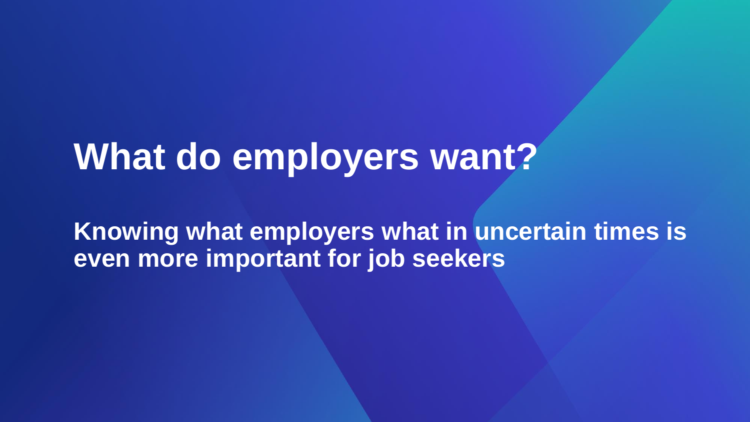# What do employers want?

**Knowing what employers what in uncertain times is even more important for job seekers**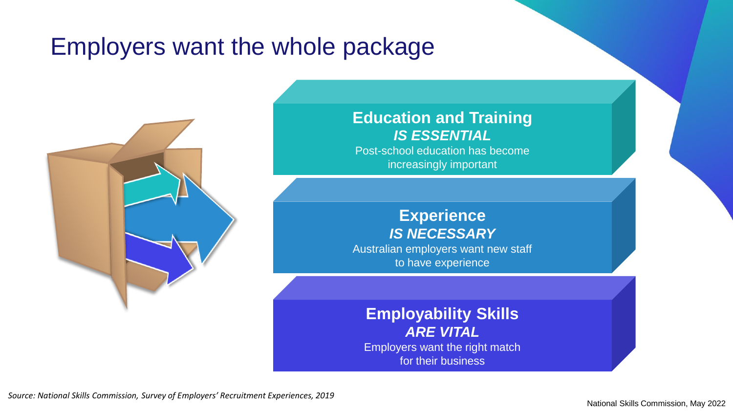# Employers want the whole package

**Education and Training**
***IS ESSENTIAL***
Post-school education has become increasingly important

**Experience**
***IS NECESSARY***
Australian employers want new staff to have experience

**Employability Skills**
***ARE VITAL***
Employers want the right match for their business

*Source: National Skills Commission, Survey of Employers' Recruitment Experiences, 2019*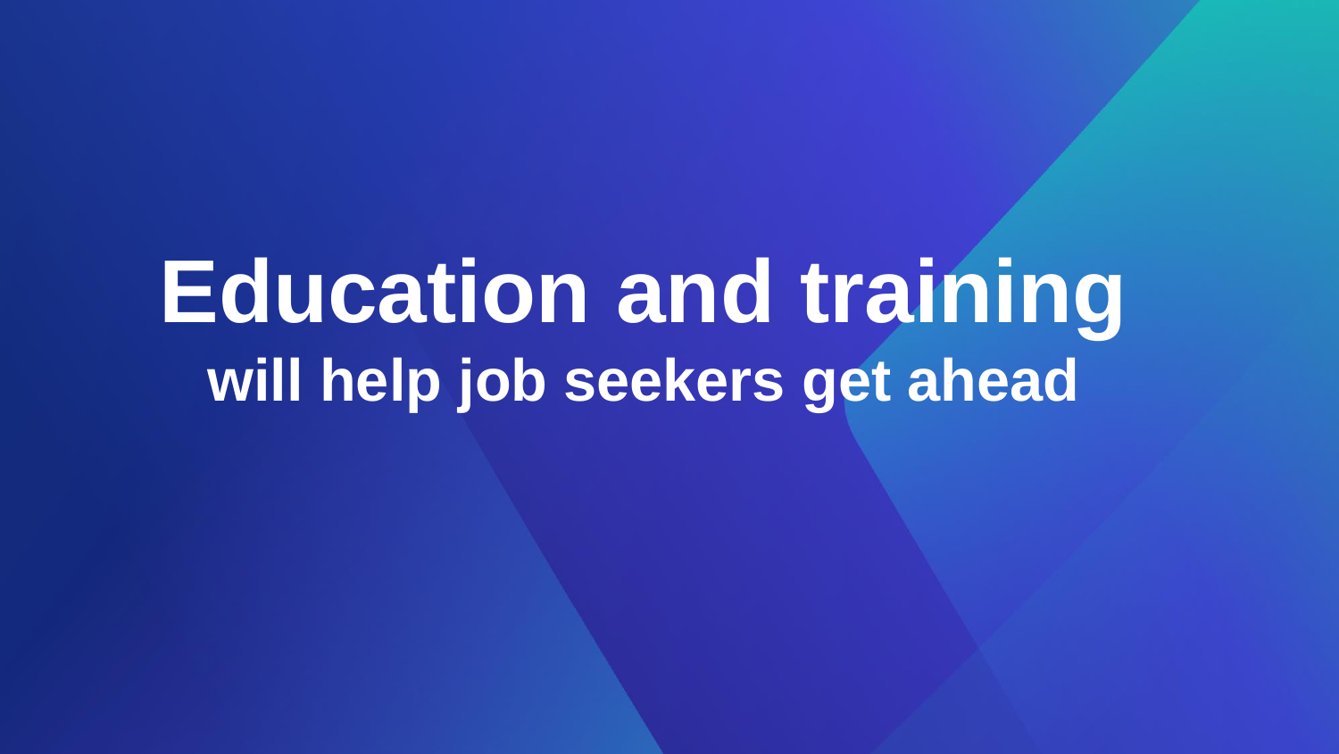# Education and training

## will help job seekers get ahead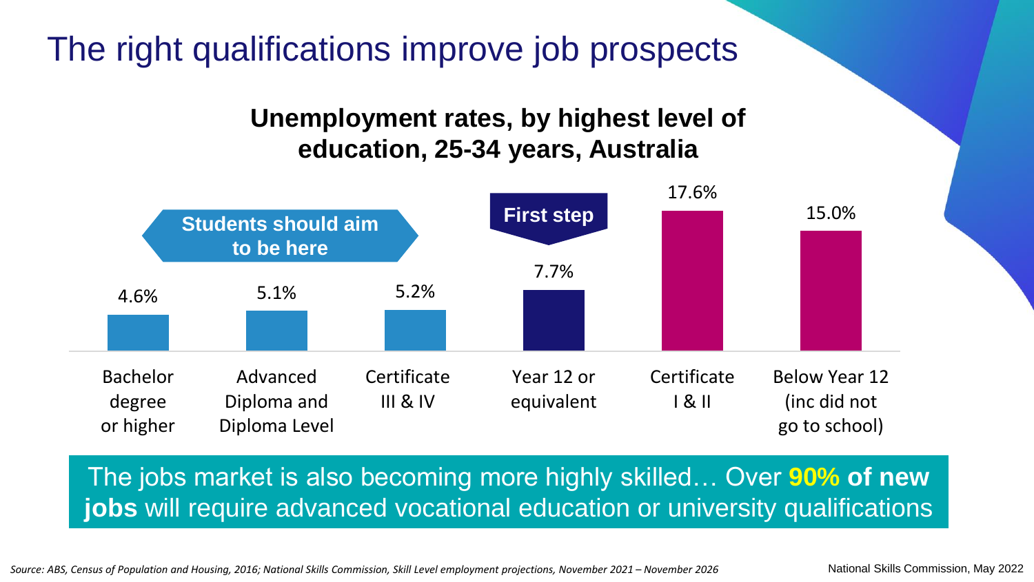# The right qualifications improve job prospects

## Unemployment rates, by highest level of education, 25-34 years, Australia

**Students should aim to be here** (Bachelor degree or higher; Advanced Diploma and Diploma Level; Certificate III & IV)

**First step** (Year 12 or equivalent)

| Highest level of education | Unemployment rate |
| --- | --- |
| Bachelor degree or higher | 4.6% |
| Advanced Diploma and Diploma Level | 5.1% |
| Certificate III & IV | 5.2% |
| Year 12 or equivalent | 7.7% |
| Certificate I & II | 17.6% |
| Below Year 12 (inc did not go to school) | 15.0% |

The jobs market is also becoming more highly skilled… Over **90% of new jobs** will require advanced vocational education or university qualifications

*Source: ABS, Census of Population and Housing, 2016; National Skills Commission, Skill Level employment projections, November 2021 – November 2026*

National Skills Commission, May 2022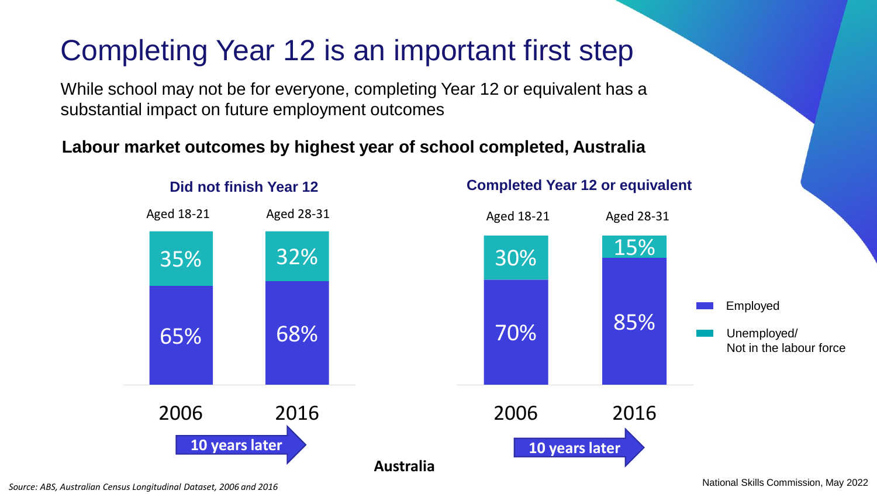# Completing Year 12 is an important first step

While school may not be for everyone, completing Year 12 or equivalent has a substantial impact on future employment outcomes

**Labour market outcomes by highest year of school completed, Australia**

| | Did not finish Year 12 | | Completed Year 12 or equivalent | |
|---|---|---|---|---|
| | Aged 18-21 (2006) | Aged 28-31 (2016) | Aged 18-21 (2006) | Aged 28-31 (2016) |
| Unemployed/ Not in the labour force | 35% | 32% | 30% | 15% |
| Employed | 65% | 68% | 70% | 85% |

10 years later

10 years later

**Australia**

*Source: ABS, Australian Census Longitudinal Dataset, 2006 and 2016*

National Skills Commission, May 2022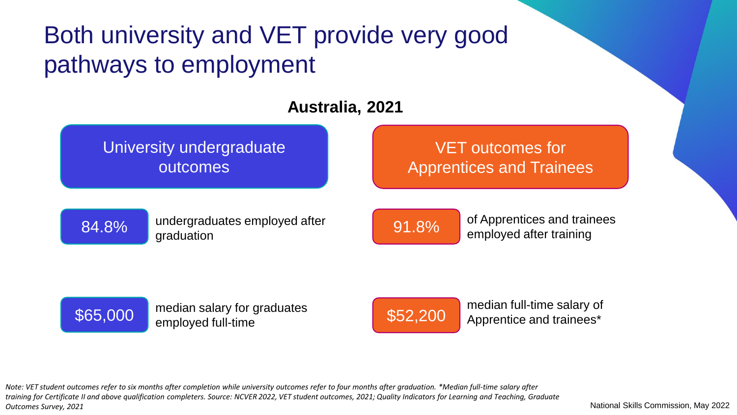# Both university and VET provide very good pathways to employment

**Australia, 2021**

## University undergraduate outcomes

**84.8%** undergraduates employed after graduation

**$65,000** median salary for graduates employed full-time

## VET outcomes for Apprentices and Trainees

**91.8%** of Apprentices and trainees employed after training

**$52,200** median full-time salary of Apprentice and trainees*

*Note: VET student outcomes refer to six months after completion while university outcomes refer to four months after graduation. *Median full-time salary after training for Certificate II and above qualification completers. Source: NCVER 2022, VET student outcomes, 2021; Quality Indicators for Learning and Teaching, Graduate Outcomes Survey, 2021*

National Skills Commission, May 2022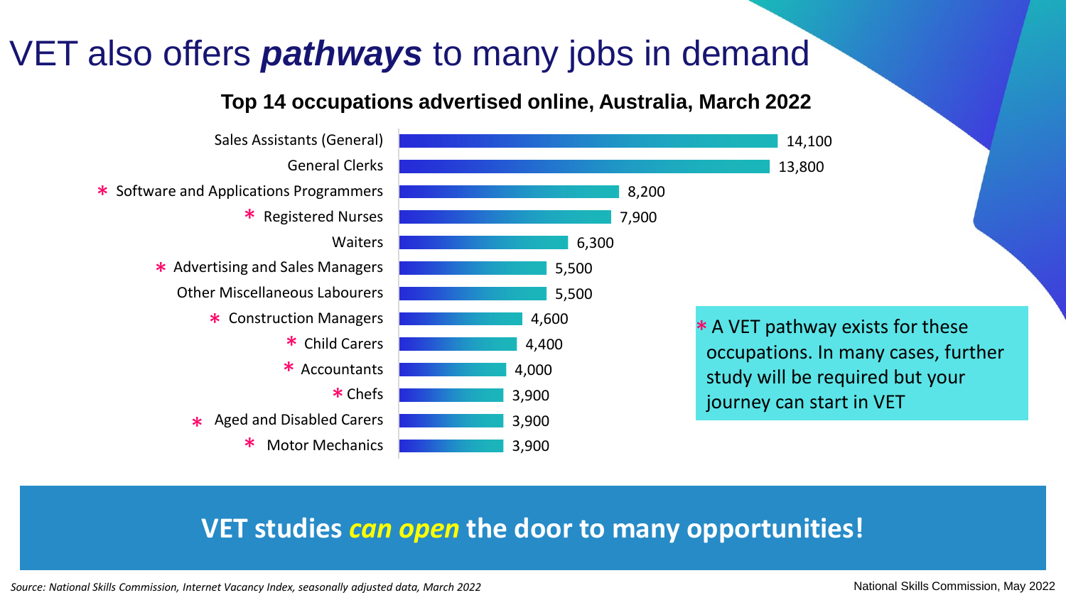# VET also offers ***pathways*** to many jobs in demand

**Top 14 occupations advertised online, Australia, March 2022**

| Occupation | Online advertisements |
| --- | --- |
| Sales Assistants (General) | 14,100 |
| General Clerks | 13,800 |
| * Software and Applications Programmers | 8,200 |
| * Registered Nurses | 7,900 |
| Waiters | 6,300 |
| * Advertising and Sales Managers | 5,500 |
| Other Miscellaneous Labourers | 5,500 |
| * Construction Managers | 4,600 |
| * Child Carers | 4,400 |
| * Accountants | 4,000 |
| * Chefs | 3,900 |
| * Aged and Disabled Carers | 3,900 |
| * Motor Mechanics | 3,900 |

* A VET pathway exists for these occupations. In many cases, further study will be required but your journey can start in VET

**VET studies *can open* the door to many opportunities!**

*Source: National Skills Commission, Internet Vacancy Index, seasonally adjusted data, March 2022*

National Skills Commission, May 2022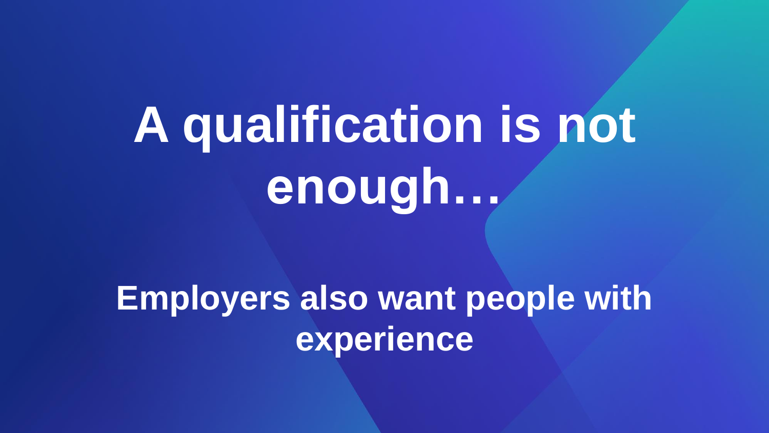# A qualification is not enough…

## Employers also want people with experience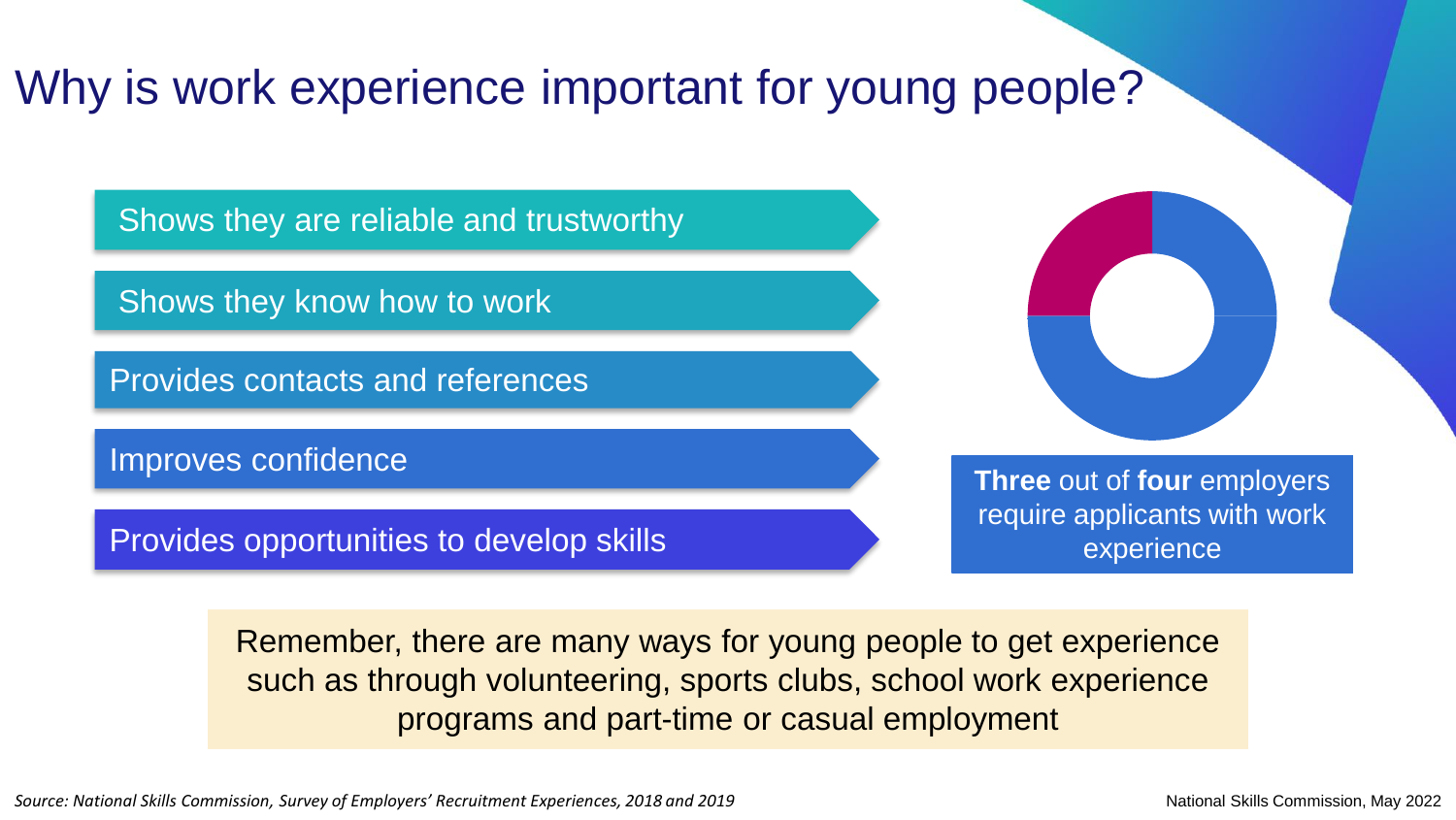# Why is work experience important for young people?

- Shows they are reliable and trustworthy
- Shows they know how to work
- Provides contacts and references
- Improves confidence
- Provides opportunities to develop skills

**Three** out of **four** employers require applicants with work experience

Remember, there are many ways for young people to get experience such as through volunteering, sports clubs, school work experience programs and part-time or casual employment

*Source: National Skills Commission, Survey of Employers' Recruitment Experiences, 2018 and 2019*

National Skills Commission, May 2022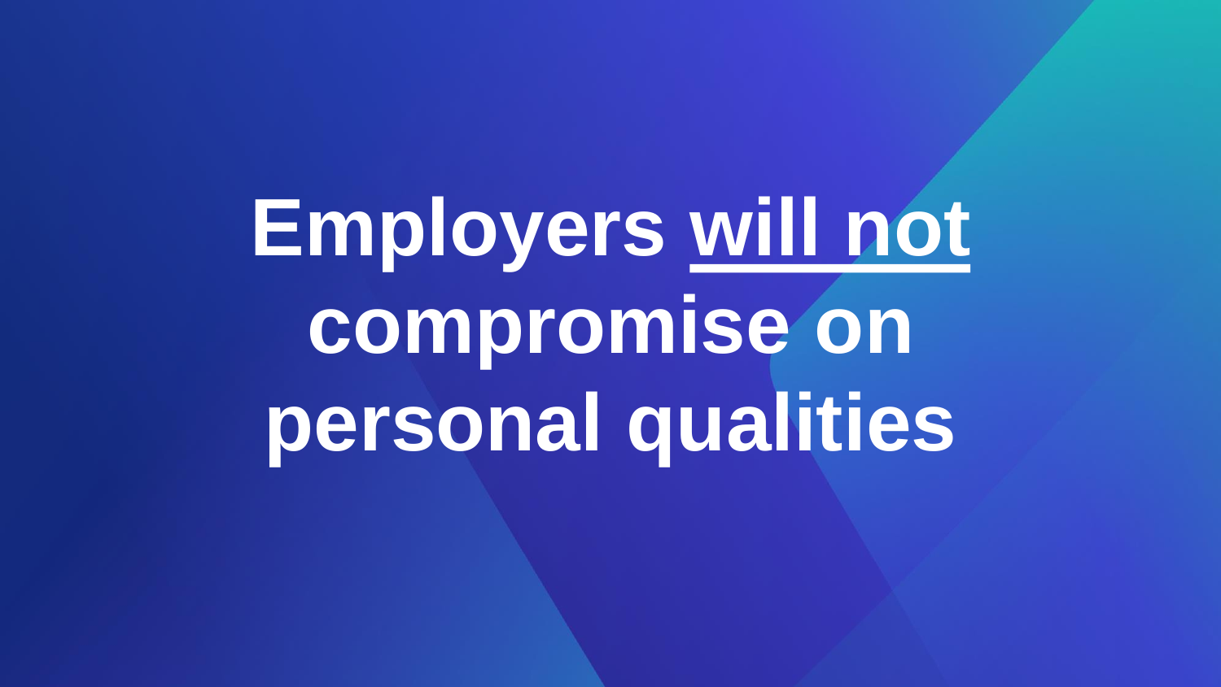# Employers <u>will not</u> compromise on personal qualities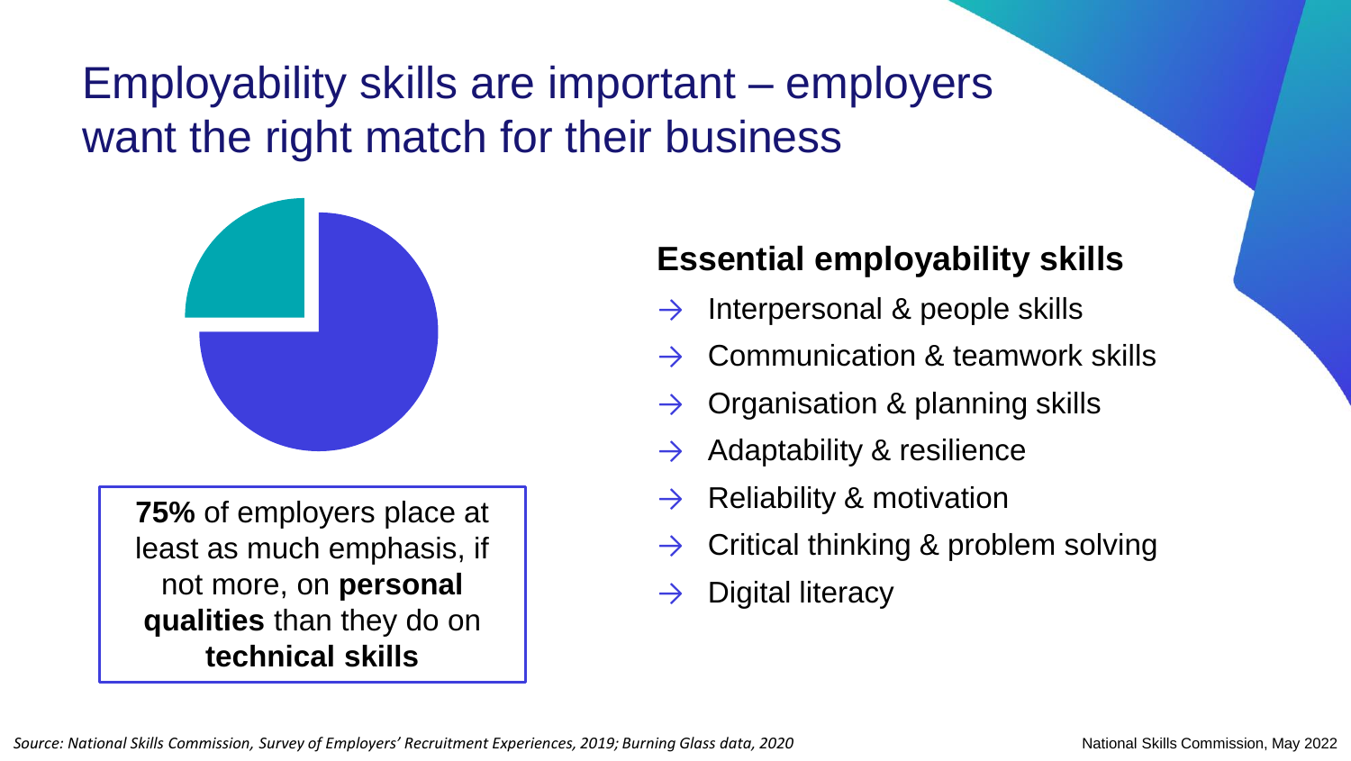# Employability skills are important – employers want the right match for their business

**75%** of employers place at least as much emphasis, if not more, on **personal qualities** than they do on **technical skills**

## Essential employability skills

- → Interpersonal & people skills
- → Communication & teamwork skills
- → Organisation & planning skills
- → Adaptability & resilience
- → Reliability & motivation
- → Critical thinking & problem solving
- → Digital literacy

*Source: National Skills Commission, Survey of Employers' Recruitment Experiences, 2019; Burning Glass data, 2020*

National Skills Commission, May 2022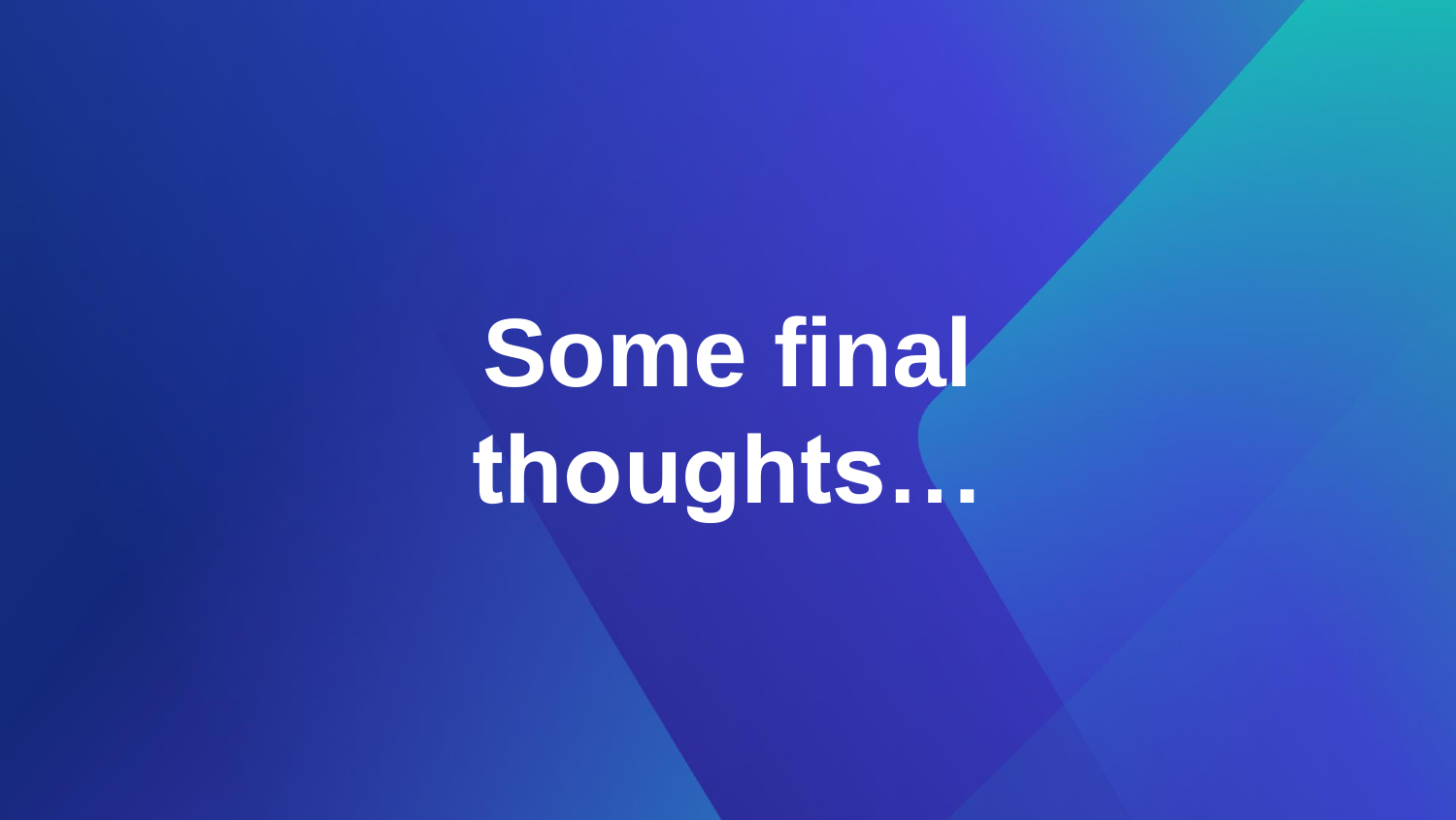# Some final thoughts…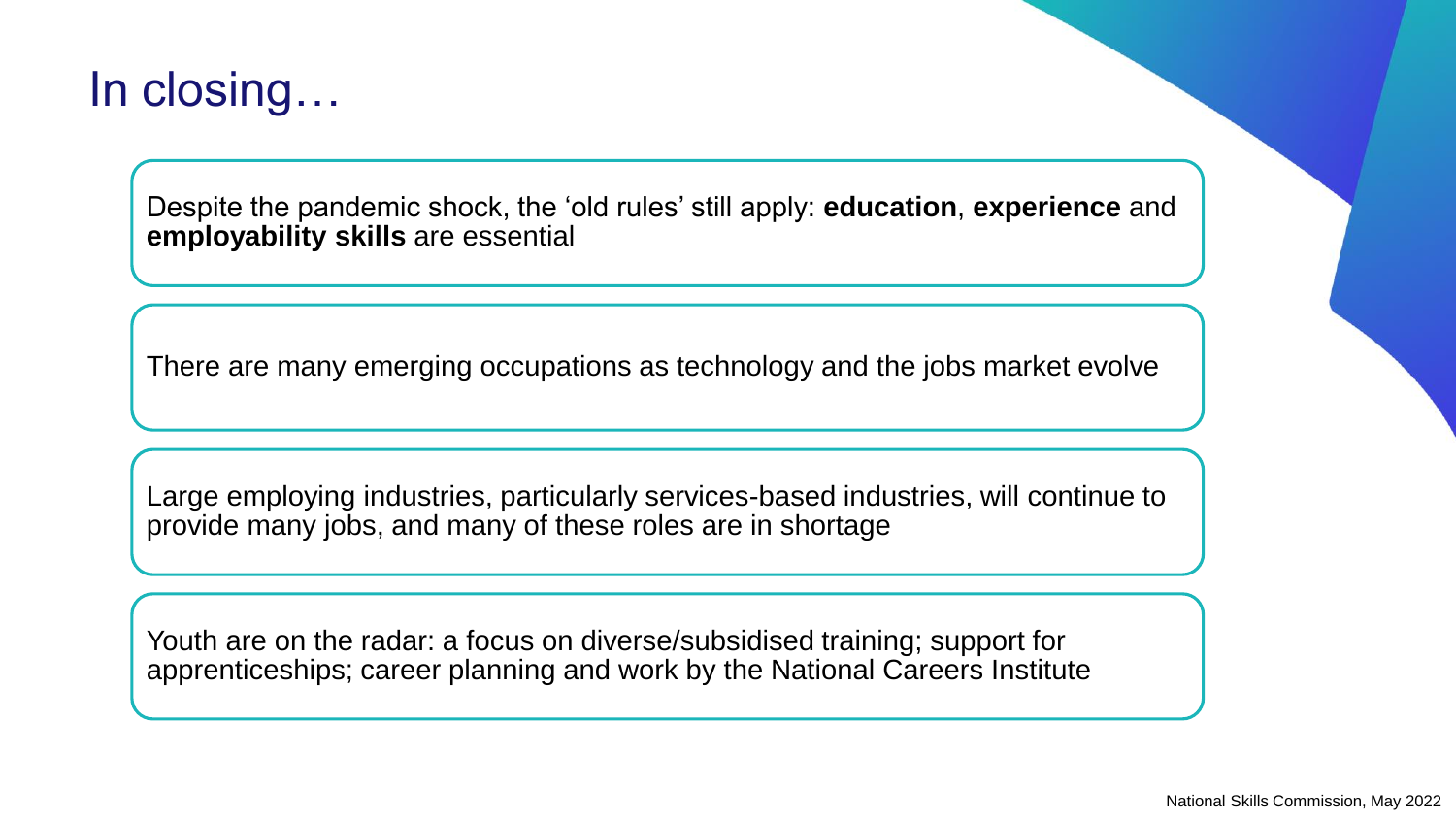# In closing…

Despite the pandemic shock, the 'old rules' still apply: **education**, **experience** and **employability skills** are essential

There are many emerging occupations as technology and the jobs market evolve

Large employing industries, particularly services-based industries, will continue to provide many jobs, and many of these roles are in shortage

Youth are on the radar: a focus on diverse/subsidised training; support for apprenticeships; career planning and work by the National Careers Institute

National Skills Commission, May 2022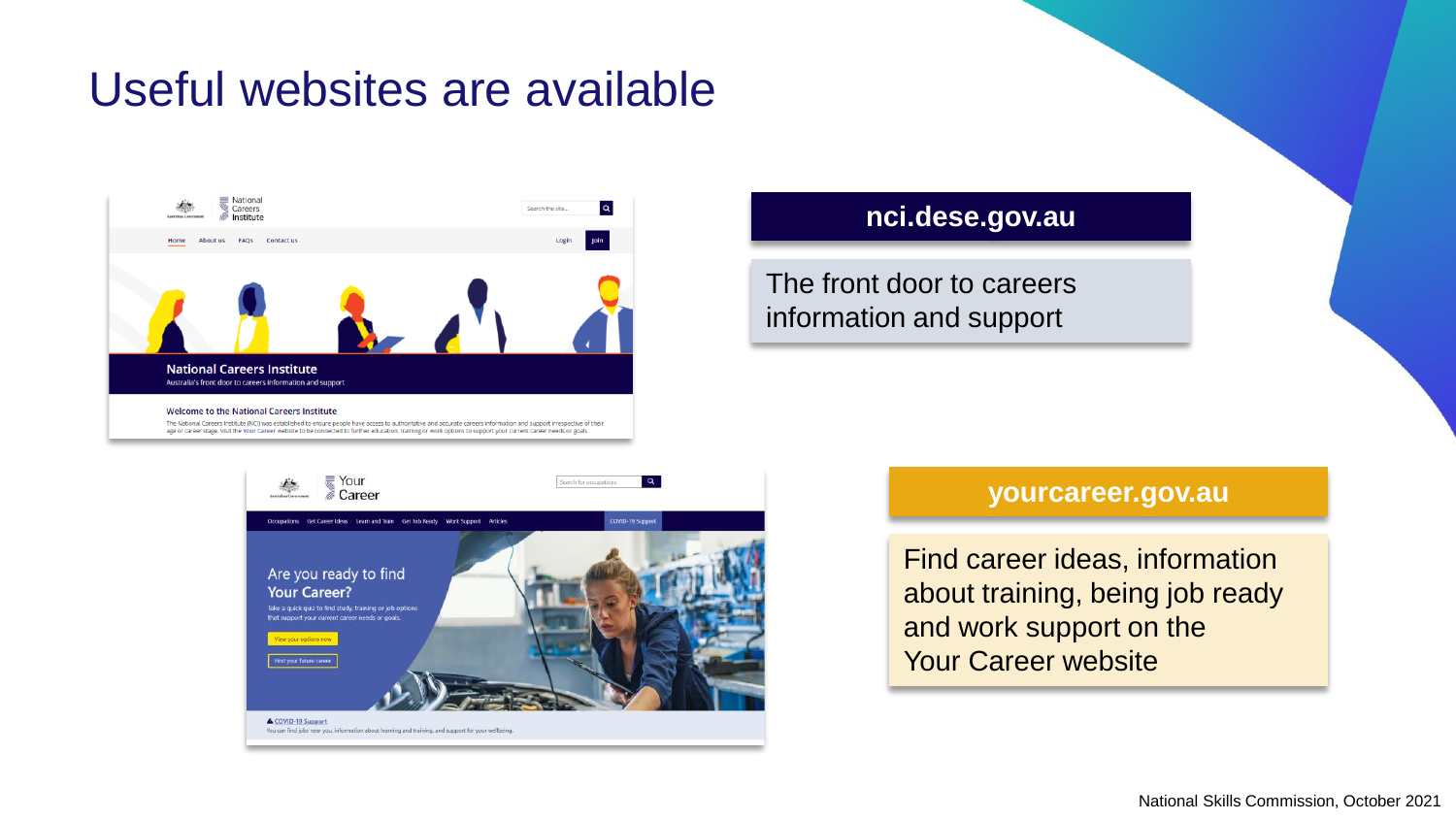# Useful websites are available

**nci.dese.gov.au**

The front door to careers information and support

**yourcareer.gov.au**

Find career ideas, information about training, being job ready and work support on the Your Career website

National Skills Commission, October 2021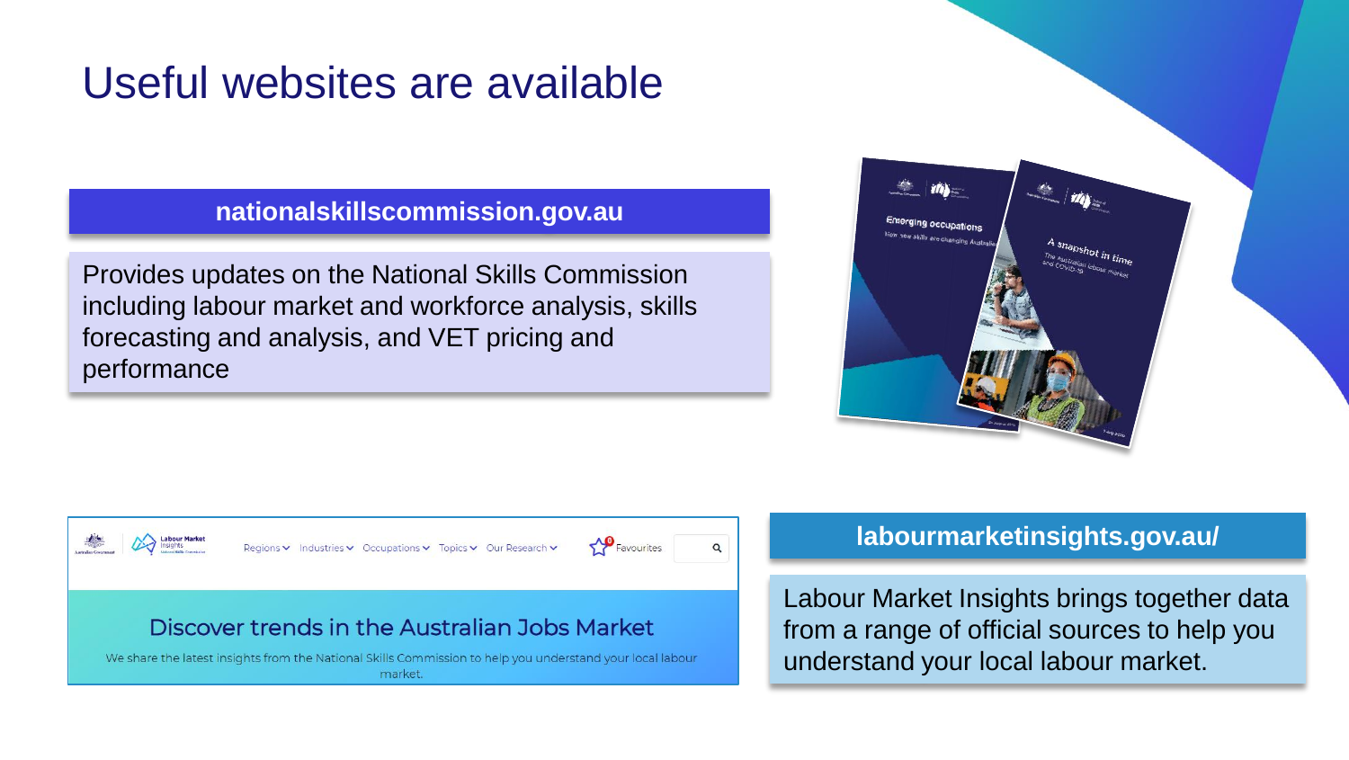# Useful websites are available

**nationalskillscommission.gov.au**

Provides updates on the National Skills Commission including labour market and workforce analysis, skills forecasting and analysis, and VET pricing and performance

**labourmarketinsights.gov.au/**

Labour Market Insights brings together data from a range of official sources to help you understand your local labour market.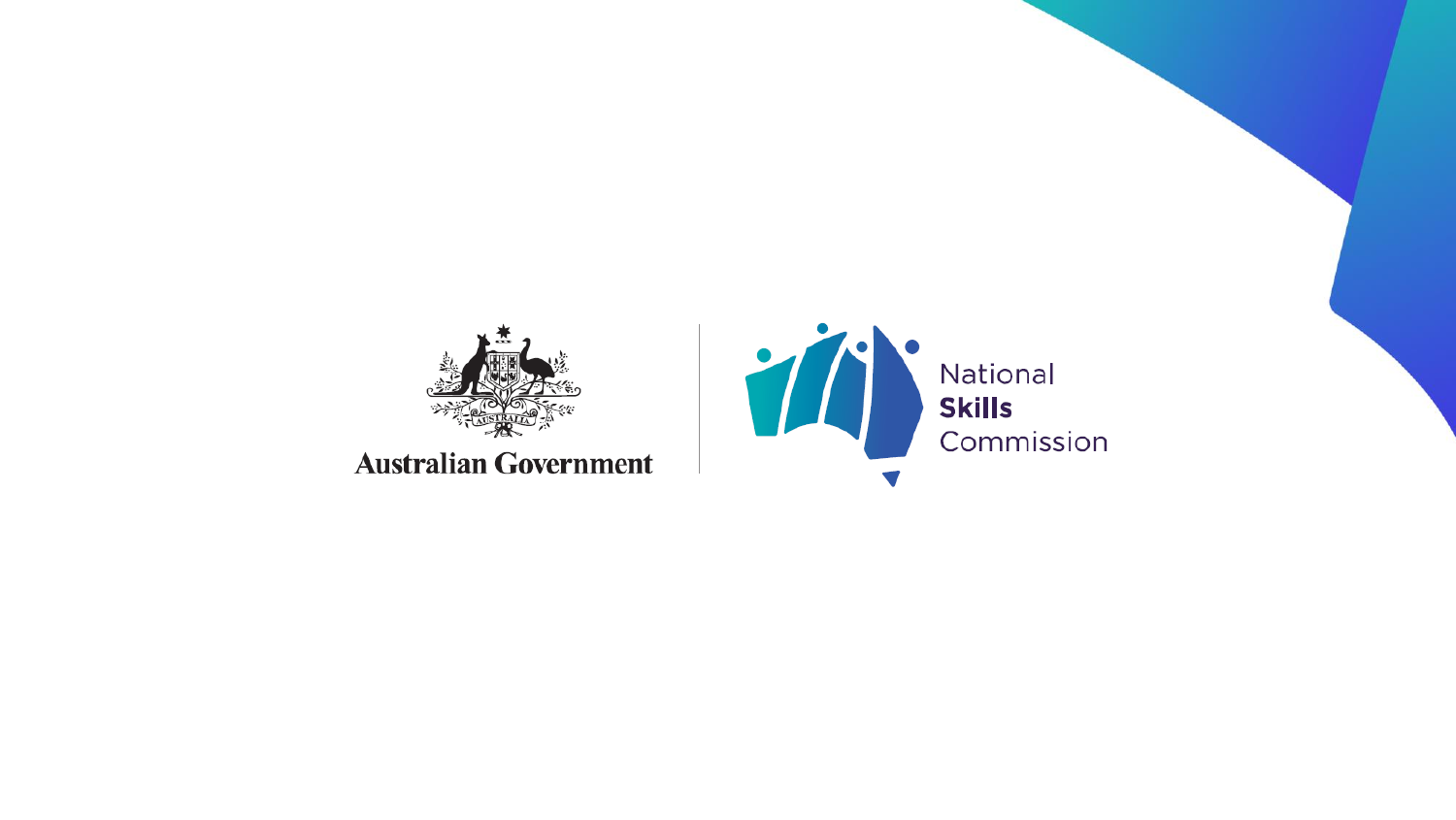Australian Government

National Skills Commission